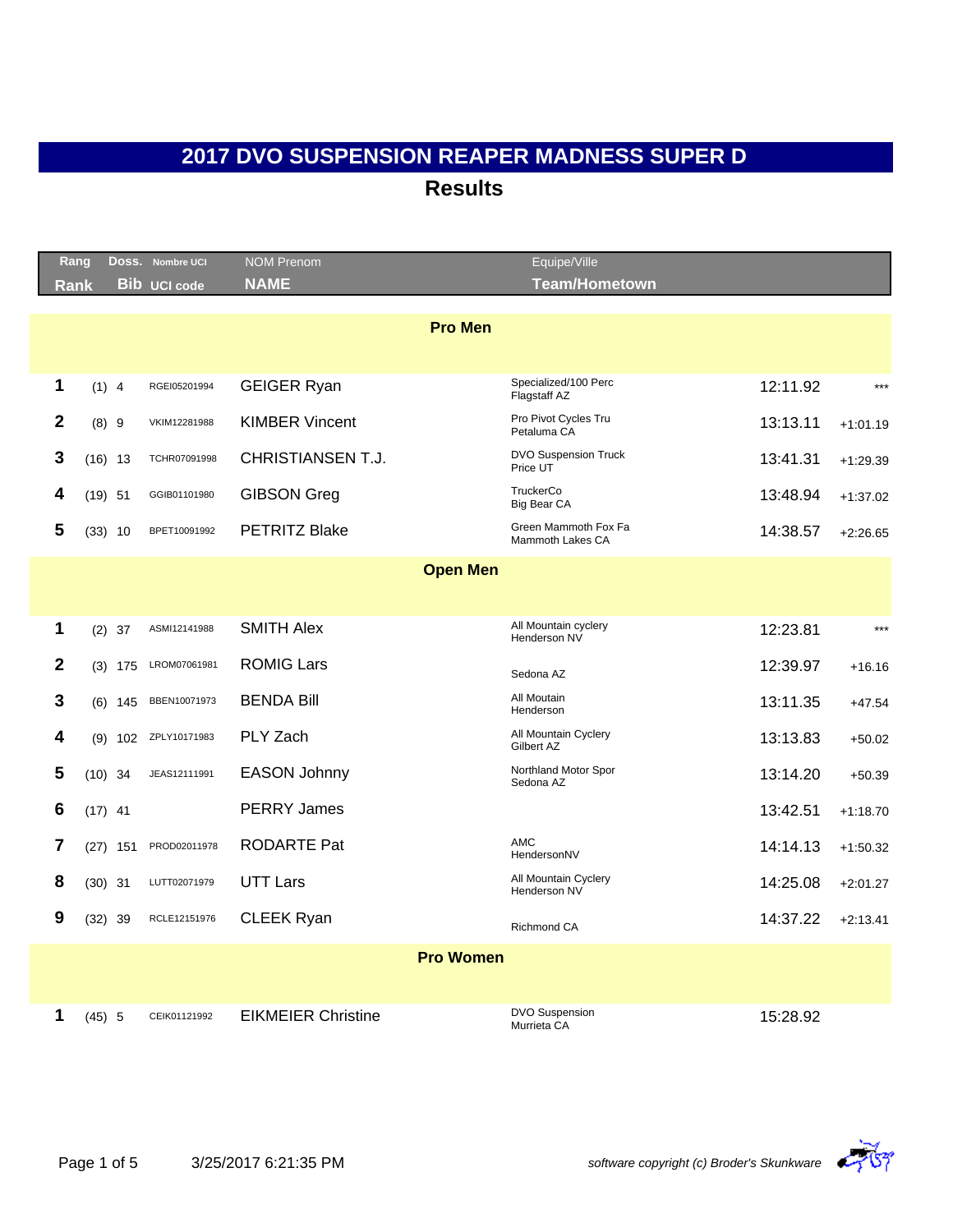# 2017 DVO SUSPENSION REAPER MADNESS SUPER D

## Results

| Rang<br>Rank | | Doss.<br>Bib | Nombre UCI<br>UCI code | NOM Prenom<br>NAME | Equipe/Ville<br>Team/Hometown | | |
|---|---|---|---|---|---|---|---|
| **Pro Men** | | | | | | | |
| 1 | (1) | 4 | RGEI05201994 | GEIGER Ryan | Specialized/100 Perc<br>Flagstaff AZ | 12:11.92 | *** |
| 2 | (8) | 9 | VKIM12281988 | KIMBER Vincent | Pro Pivot Cycles Tru<br>Petaluma CA | 13:13.11 | +1:01.19 |
| 3 | (16) | 13 | TCHR07091998 | CHRISTIANSEN T.J. | DVO Suspension Truck<br>Price UT | 13:41.31 | +1:29.39 |
| 4 | (19) | 51 | GGIB01101980 | GIBSON Greg | TruckerCo<br>Big Bear CA | 13:48.94 | +1:37.02 |
| 5 | (33) | 10 | BPET10091992 | PETRITZ Blake | Green Mammoth Fox Fa<br>Mammoth Lakes CA | 14:38.57 | +2:26.65 |
| **Open Men** | | | | | | | |
| 1 | (2) | 37 | ASMI12141988 | SMITH Alex | All Mountain cyclery<br>Henderson NV | 12:23.81 | *** |
| 2 | (3) | 175 | LROM07061981 | ROMIG Lars | Sedona AZ | 12:39.97 | +16.16 |
| 3 | (6) | 145 | BBEN10071973 | BENDA Bill | All Moutain<br>Henderson | 13:11.35 | +47.54 |
| 4 | (9) | 102 | ZPLY10171983 | PLY Zach | All Mountain Cyclery<br>Gilbert AZ | 13:13.83 | +50.02 |
| 5 | (10) | 34 | JEAS12111991 | EASON Johnny | Northland Motor Spor<br>Sedona AZ | 13:14.20 | +50.39 |
| 6 | (17) | 41 | | PERRY James | | 13:42.51 | +1:18.70 |
| 7 | (27) | 151 | PROD02011978 | RODARTE Pat | AMC<br>HendersonNV | 14:14.13 | +1:50.32 |
| 8 | (30) | 31 | LUTT02071979 | UTT Lars | All Mountain Cyclery<br>Henderson NV | 14:25.08 | +2:01.27 |
| 9 | (32) | 39 | RCLE12151976 | CLEEK Ryan | Richmond CA | 14:37.22 | +2:13.41 |
| **Pro Women** | | | | | | | |
| 1 | (45) | 5 | CEIK01121992 | EIKMEIER Christine | DVO Suspension<br>Murrieta CA | 15:28.92 | |

3/25/2017 6:21:35 PM

*software copyright (c) Broder's Skunkware*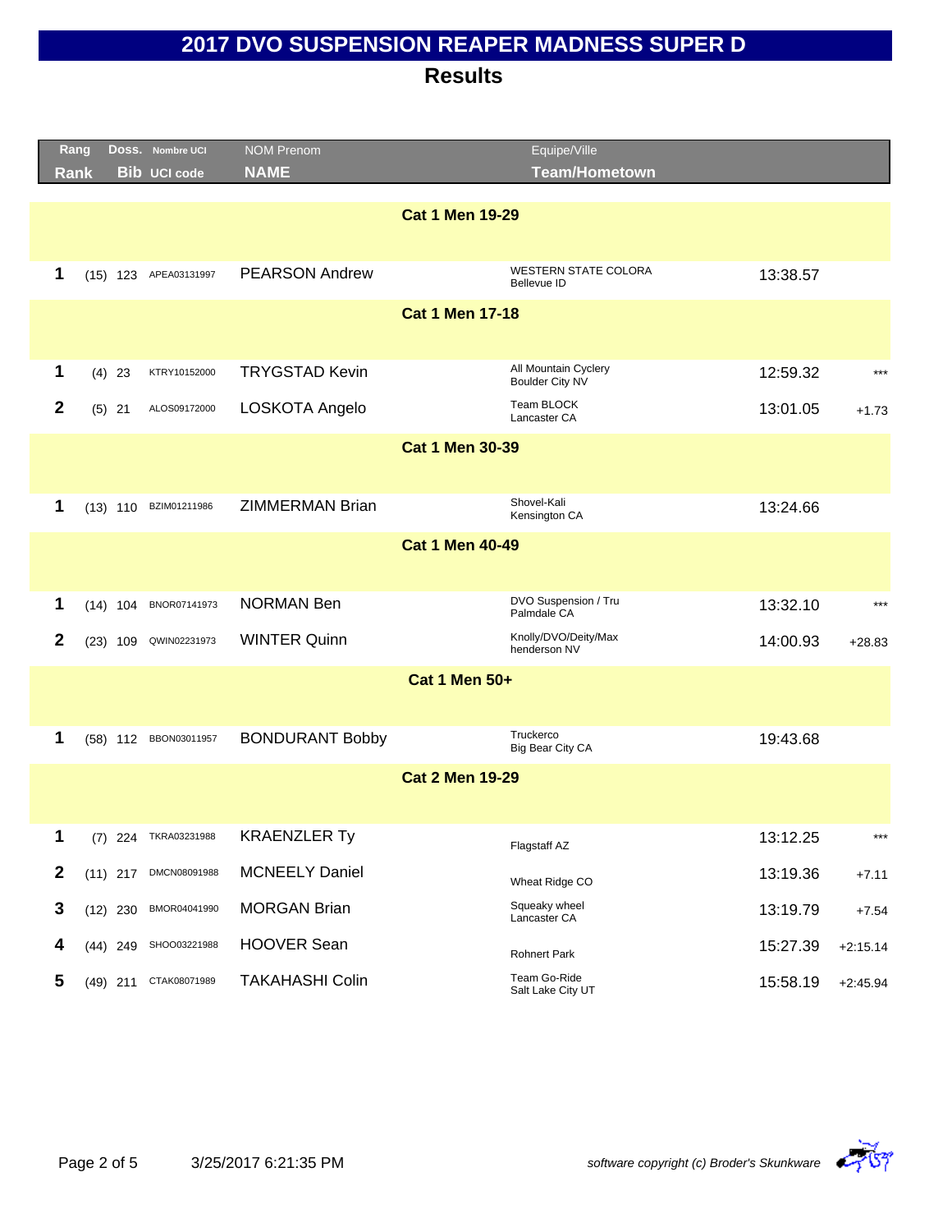# 2017 DVO SUSPENSION REAPER MADNESS SUPER D

## Results

| Rang<br>Rank | | Doss.<br>Bib | Nombre UCI<br>UCI code | NOM Prenom<br>NAME | Equipe/Ville<br>Team/Hometown | | |
|---|---|---|---|---|---|---|---|
| | | | | **Cat 1 Men 19-29** | | | |
| 1 | (15) | 123 | APEA03131997 | PEARSON Andrew | WESTERN STATE COLORA<br>Bellevue ID | 13:38.57 | |
| | | | | **Cat 1 Men 17-18** | | | |
| 1 | (4) | 23 | KTRY10152000 | TRYGSTAD Kevin | All Mountain Cyclery<br>Boulder City NV | 12:59.32 | *** |
| 2 | (5) | 21 | ALOS09172000 | LOSKOTA Angelo | Team BLOCK<br>Lancaster CA | 13:01.05 | +1.73 |
| | | | | **Cat 1 Men 30-39** | | | |
| 1 | (13) | 110 | BZIM01211986 | ZIMMERMAN Brian | Shovel-Kali<br>Kensington CA | 13:24.66 | |
| | | | | **Cat 1 Men 40-49** | | | |
| 1 | (14) | 104 | BNOR07141973 | NORMAN Ben | DVO Suspension / Tru<br>Palmdale CA | 13:32.10 | *** |
| 2 | (23) | 109 | QWIN02231973 | WINTER Quinn | Knolly/DVO/Deity/Max<br>henderson NV | 14:00.93 | +28.83 |
| | | | | **Cat 1 Men 50+** | | | |
| 1 | (58) | 112 | BBON03011957 | BONDURANT Bobby | Truckerco<br>Big Bear City CA | 19:43.68 | |
| | | | | **Cat 2 Men 19-29** | | | |
| 1 | (7) | 224 | TKRA03231988 | KRAENZLER Ty | Flagstaff AZ | 13:12.25 | *** |
| 2 | (11) | 217 | DMCN08091988 | MCNEELY Daniel | Wheat Ridge CO | 13:19.36 | +7.11 |
| 3 | (12) | 230 | BMOR04041990 | MORGAN Brian | Squeaky wheel<br>Lancaster CA | 13:19.79 | +7.54 |
| 4 | (44) | 249 | SHOO03221988 | HOOVER Sean | Rohnert Park | 15:27.39 | +2:15.14 |
| 5 | (49) | 211 | CTAK08071989 | TAKAHASHI Colin | Team Go-Ride<br>Salt Lake City UT | 15:58.19 | +2:45.94 |

3/25/2017 6:21:35 PM

*software copyright (c) Broder's Skunkware*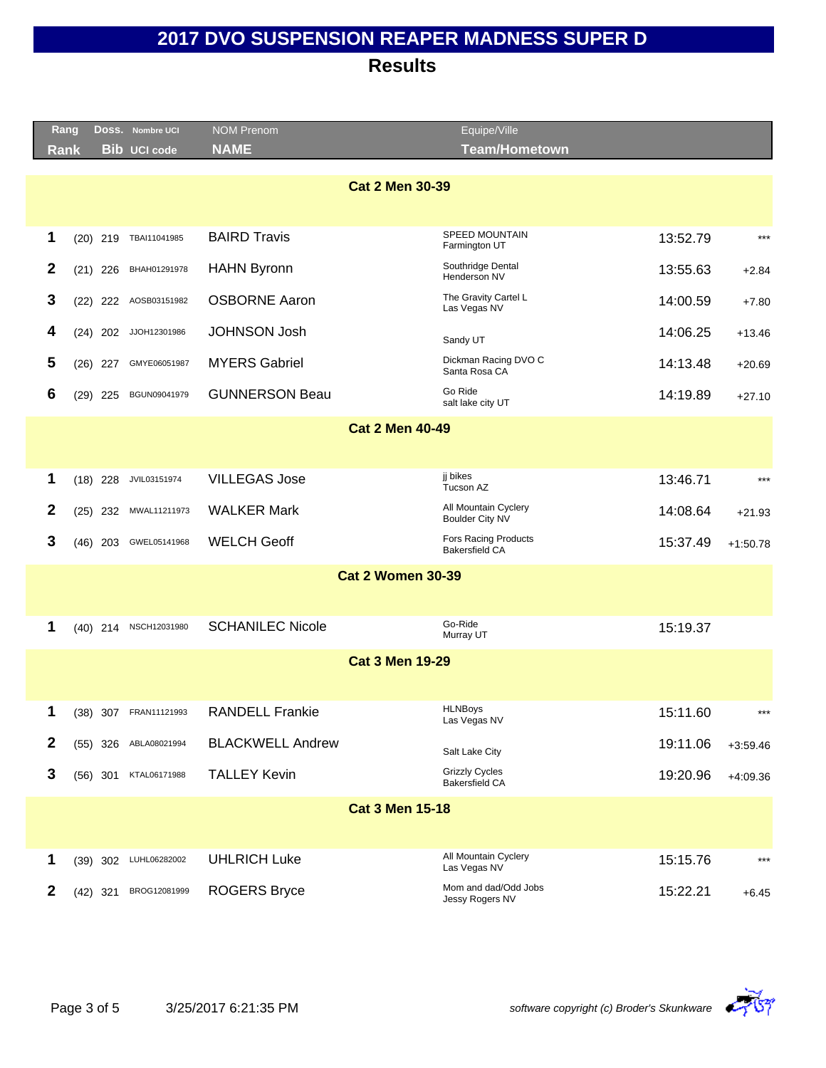# 2017 DVO SUSPENSION REAPER MADNESS SUPER D

## Results

| Rang / Rank | Doss. / Bib | Nombre UCI / UCI code | NOM Prenom / NAME | Equipe/Ville / Team/Hometown | Time | Gap |
|---|---|---|---|---|---|---|
| **Cat 2 Men 30-39** | | | | | | |
| 1 | (20) 219 | TBAI11041985 | BAIRD Travis | SPEED MOUNTAIN Farmington UT | 13:52.79 | *** |
| 2 | (21) 226 | BHAH01291978 | HAHN Byronn | Southridge Dental Henderson NV | 13:55.63 | +2.84 |
| 3 | (22) 222 | AOSB03151982 | OSBORNE Aaron | The Gravity Cartel L Las Vegas NV | 14:00.59 | +7.80 |
| 4 | (24) 202 | JJOH12301986 | JOHNSON Josh | Sandy UT | 14:06.25 | +13.46 |
| 5 | (26) 227 | GMYE06051987 | MYERS Gabriel | Dickman Racing DVO C Santa Rosa CA | 14:13.48 | +20.69 |
| 6 | (29) 225 | BGUN09041979 | GUNNERSON Beau | Go Ride salt lake city UT | 14:19.89 | +27.10 |
| **Cat 2 Men 40-49** | | | | | | |
| 1 | (18) 228 | JVIL03151974 | VILLEGAS Jose | jj bikes Tucson AZ | 13:46.71 | *** |
| 2 | (25) 232 | MWAL11211973 | WALKER Mark | All Mountain Cyclery Boulder City NV | 14:08.64 | +21.93 |
| 3 | (46) 203 | GWEL05141968 | WELCH Geoff | Fors Racing Products Bakersfield CA | 15:37.49 | +1:50.78 |
| **Cat 2 Women 30-39** | | | | | | |
| 1 | (40) 214 | NSCH12031980 | SCHANILEC Nicole | Go-Ride Murray UT | 15:19.37 | |
| **Cat 3 Men 19-29** | | | | | | |
| 1 | (38) 307 | FRAN11121993 | RANDELL Frankie | HLNBoys Las Vegas NV | 15:11.60 | *** |
| 2 | (55) 326 | ABLA08021994 | BLACKWELL Andrew | Salt Lake City | 19:11.06 | +3:59.46 |
| 3 | (56) 301 | KTAL06171988 | TALLEY Kevin | Grizzly Cycles Bakersfield CA | 19:20.96 | +4:09.36 |
| **Cat 3 Men 15-18** | | | | | | |
| 1 | (39) 302 | LUHL06282002 | UHLRICH Luke | All Mountain Cyclery Las Vegas NV | 15:15.76 | *** |
| 2 | (42) 321 | BROG12081999 | ROGERS Bryce | Mom and dad/Odd Jobs Jessy Rogers NV | 15:22.21 | +6.45 |

3/25/2017 6:21:35 PM

*software copyright (c) Broder's Skunkware*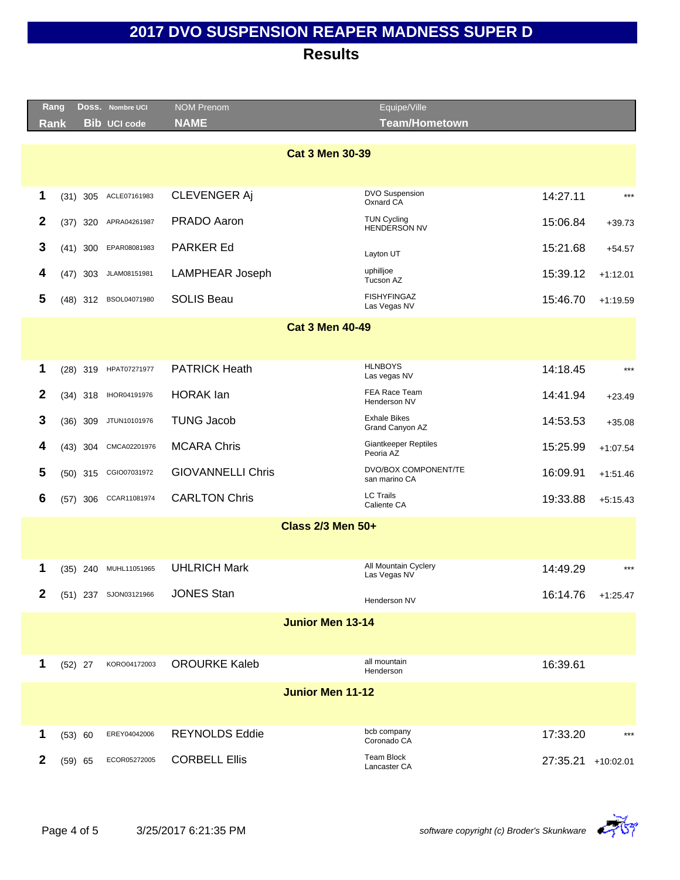# 2017 DVO SUSPENSION REAPER MADNESS SUPER D

## Results

| Rang Rank | | Doss. Bib | Nombre UCI UCI code | NOM Prenom NAME | Equipe/Ville Team/Hometown | | |
|---|---|---|---|---|---|---|---|
| **Cat 3 Men 30-39** | | | | | | | |
| 1 | (31) | 305 | ACLE07161983 | CLEVENGER Aj | DVO Suspension Oxnard CA | 14:27.11 | *** |
| 2 | (37) | 320 | APRA04261987 | PRADO Aaron | TUN Cycling HENDERSON NV | 15:06.84 | +39.73 |
| 3 | (41) | 300 | EPAR08081983 | PARKER Ed | Layton UT | 15:21.68 | +54.57 |
| 4 | (47) | 303 | JLAM08151981 | LAMPHEAR Joseph | uphilljoe Tucson AZ | 15:39.12 | +1:12.01 |
| 5 | (48) | 312 | BSOL04071980 | SOLIS Beau | FISHYFINGAZ Las Vegas NV | 15:46.70 | +1:19.59 |
| **Cat 3 Men 40-49** | | | | | | | |
| 1 | (28) | 319 | HPAT07271977 | PATRICK Heath | HLNBOYS Las vegas NV | 14:18.45 | *** |
| 2 | (34) | 318 | IHOR04191976 | HORAK Ian | FEA Race Team Henderson NV | 14:41.94 | +23.49 |
| 3 | (36) | 309 | JTUN10101976 | TUNG Jacob | Exhale Bikes Grand Canyon AZ | 14:53.53 | +35.08 |
| 4 | (43) | 304 | CMCA02201976 | MCARA Chris | Giantkeeper Reptiles Peoria AZ | 15:25.99 | +1:07.54 |
| 5 | (50) | 315 | CGIO07031972 | GIOVANNELLI Chris | DVO/BOX COMPONENT/TE san marino CA | 16:09.91 | +1:51.46 |
| 6 | (57) | 306 | CCAR11081974 | CARLTON Chris | LC Trails Caliente CA | 19:33.88 | +5:15.43 |
| **Class 2/3 Men 50+** | | | | | | | |
| 1 | (35) | 240 | MUHL11051965 | UHLRICH Mark | All Mountain Cyclery Las Vegas NV | 14:49.29 | *** |
| 2 | (51) | 237 | SJON03121966 | JONES Stan | Henderson NV | 16:14.76 | +1:25.47 |
| **Junior Men 13-14** | | | | | | | |
| 1 | (52) | 27 | KORO04172003 | OROURKE Kaleb | all mountain Henderson | 16:39.61 | |
| **Junior Men 11-12** | | | | | | | |
| 1 | (53) | 60 | EREY04042006 | REYNOLDS Eddie | bcb company Coronado CA | 17:33.20 | *** |
| 2 | (59) | 65 | ECOR05272005 | CORBELL Ellis | Team Block Lancaster CA | 27:35.21 | +10:02.01 |

3/25/2017 6:21:35 PM

*software copyright (c) Broder's Skunkware*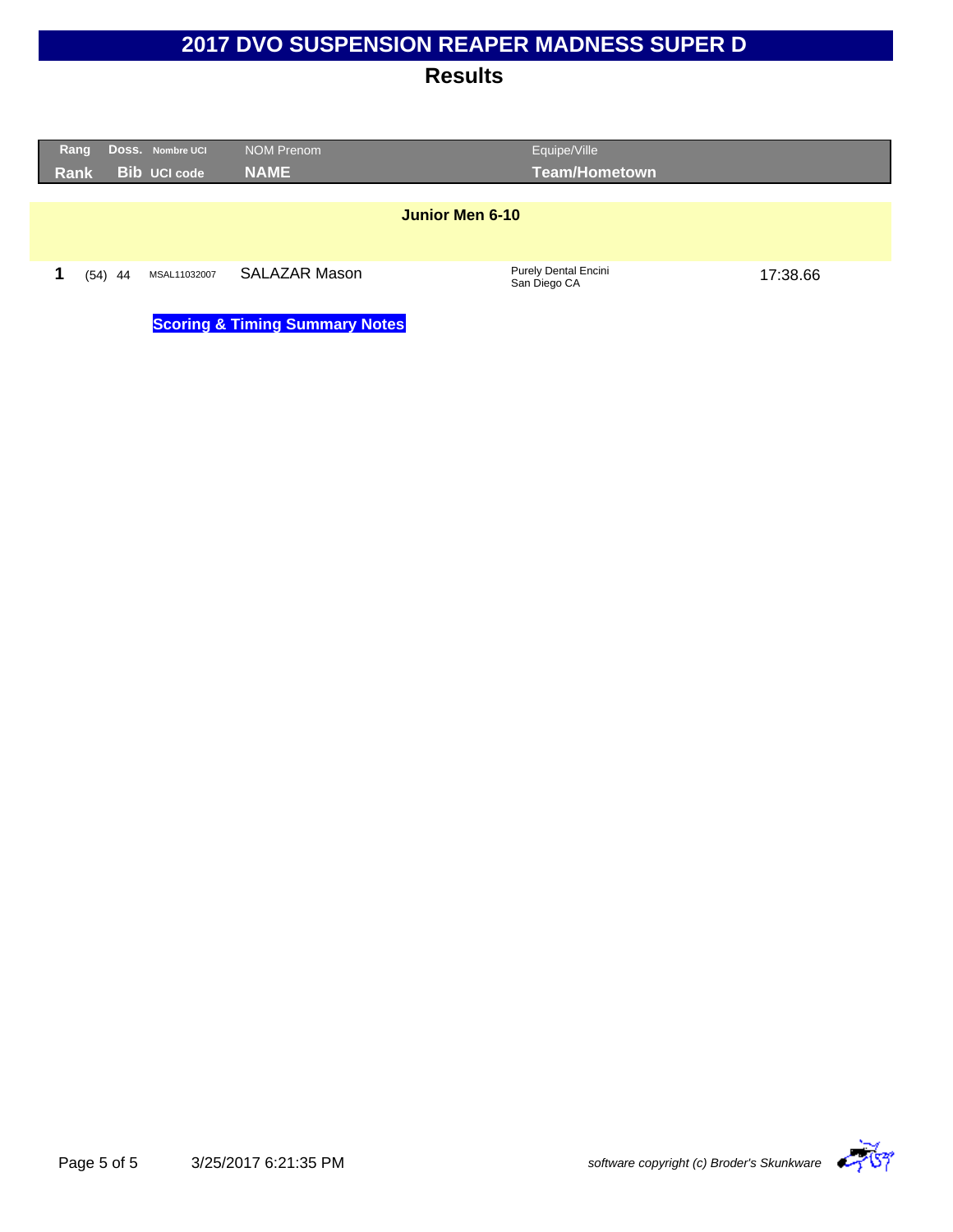# 2017 DVO SUSPENSION REAPER MADNESS SUPER D

## Results

| Rang / Rank | Doss. / Bib | Nombre UCI / UCI code | NOM Prenom / NAME | Equipe/Ville / Team/Hometown | |
|---|---|---|---|---|---|
| | | | **Junior Men 6-10** | | |
| **1** | (54) 44 | MSAL11032007 | SALAZAR Mason | Purely Dental Encini San Diego CA | 17:38.66 |

**Scoring & Timing Summary Notes**

3/25/2017 6:21:35 PM

*software copyright (c) Broder's Skunkware*